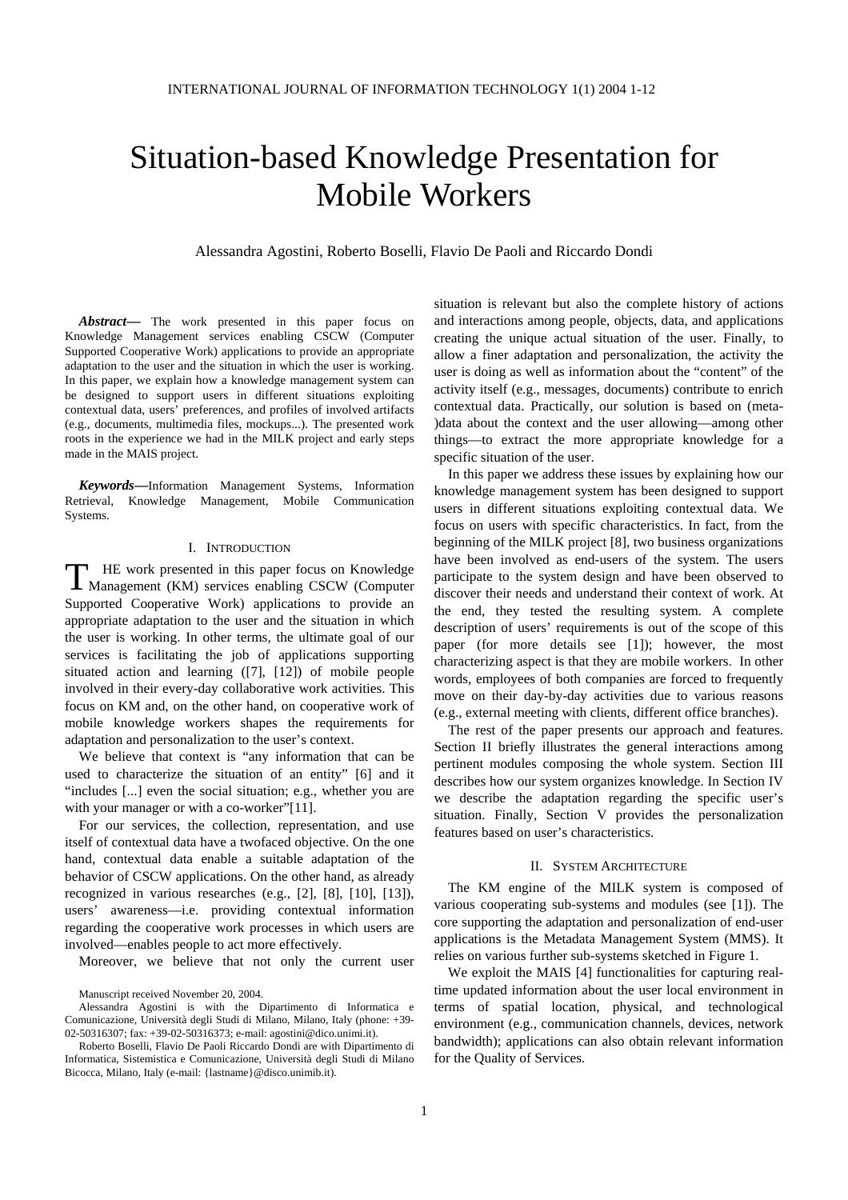# Situation-based Knowledge Presentation for Mobile Workers

Alessandra Agostini, Roberto Boselli, Flavio De Paoli and Riccardo Dondi

***Abstract*—** The work presented in this paper focus on Knowledge Management services enabling CSCW (Computer Supported Cooperative Work) applications to provide an appropriate adaptation to the user and the situation in which the user is working. In this paper, we explain how a knowledge management system can be designed to support users in different situations exploiting contextual data, users' preferences, and profiles of involved artifacts (e.g., documents, multimedia files, mockups...). The presented work roots in the experience we had in the MILK project and early steps made in the MAIS project.

***Keywords*—**Information Management Systems, Information Retrieval, Knowledge Management, Mobile Communication Systems.

## I. Introduction

The work presented in this paper focus on Knowledge Management (KM) services enabling CSCW (Computer Supported Cooperative Work) applications to provide an appropriate adaptation to the user and the situation in which the user is working. In other terms, the ultimate goal of our services is facilitating the job of applications supporting situated action and learning ([7], [12]) of mobile people involved in their every-day collaborative work activities. This focus on KM and, on the other hand, on cooperative work of mobile knowledge workers shapes the requirements for adaptation and personalization to the user's context.

We believe that context is "any information that can be used to characterize the situation of an entity" [6] and it "includes [...] even the social situation; e.g., whether you are with your manager or with a co-worker"[11].

For our services, the collection, representation, and use itself of contextual data have a twofaced objective. On the one hand, contextual data enable a suitable adaptation of the behavior of CSCW applications. On the other hand, as already recognized in various researches (e.g., [2], [8], [10], [13]), users' awareness—i.e. providing contextual information regarding the cooperative work processes in which users are involved—enables people to act more effectively.

Moreover, we believe that not only the current user situation is relevant but also the complete history of actions and interactions among people, objects, data, and applications creating the unique actual situation of the user. Finally, to allow a finer adaptation and personalization, the activity the user is doing as well as information about the "content" of the activity itself (e.g., messages, documents) contribute to enrich contextual data. Practically, our solution is based on (meta-)data about the context and the user allowing—among other things—to extract the more appropriate knowledge for a specific situation of the user.

In this paper we address these issues by explaining how our knowledge management system has been designed to support users in different situations exploiting contextual data. We focus on users with specific characteristics. In fact, from the beginning of the MILK project [8], two business organizations have been involved as end-users of the system. The users participate to the system design and have been observed to discover their needs and understand their context of work. At the end, they tested the resulting system. A complete description of users' requirements is out of the scope of this paper (for more details see [1]); however, the most characterizing aspect is that they are mobile workers. In other words, employees of both companies are forced to frequently move on their day-by-day activities due to various reasons (e.g., external meeting with clients, different office branches).

The rest of the paper presents our approach and features. Section II briefly illustrates the general interactions among pertinent modules composing the whole system. Section III describes how our system organizes knowledge. In Section IV we describe the adaptation regarding the specific user's situation. Finally, Section V provides the personalization features based on user's characteristics.

## II. System Architecture

The KM engine of the MILK system is composed of various cooperating sub-systems and modules (see [1]). The core supporting the adaptation and personalization of end-user applications is the Metadata Management System (MMS). It relies on various further sub-systems sketched in Figure 1.

We exploit the MAIS [4] functionalities for capturing real-time updated information about the user local environment in terms of spatial location, physical, and technological environment (e.g., communication channels, devices, network bandwidth); applications can also obtain relevant information for the Quality of Services.

Manuscript received November 20, 2004.

Alessandra Agostini is with the Dipartimento di Informatica e Comunicazione, Università degli Studi di Milano, Milano, Italy (phone: +39-02-50316307; fax: +39-02-50316373; e-mail: agostini@dico.unimi.it).

Roberto Boselli, Flavio De Paoli Riccardo Dondi are with Dipartimento di Informatica, Sistemistica e Comunicazione, Università degli Studi di Milano Bicocca, Milano, Italy (e-mail: {lastname}@disco.unimib.it).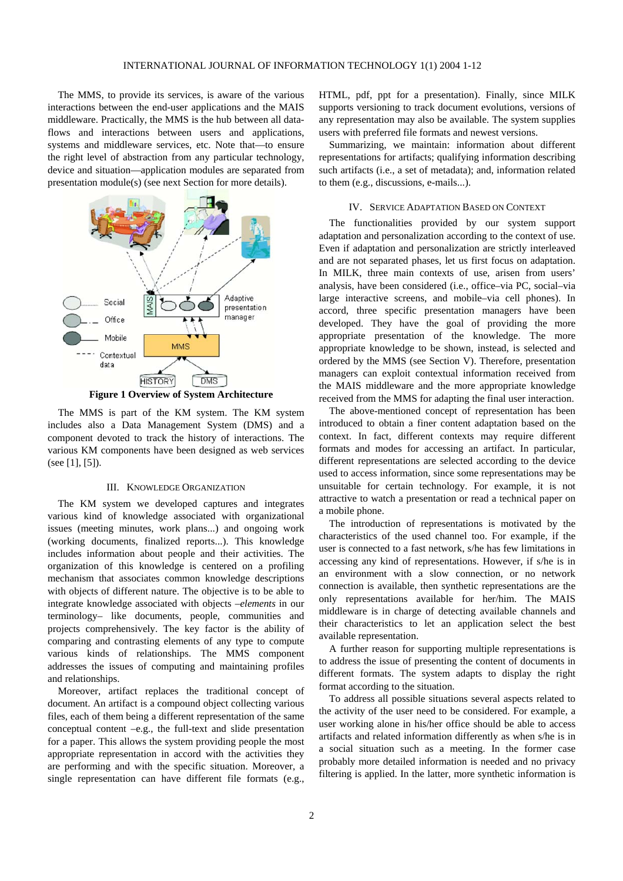The MMS, to provide its services, is aware of the various interactions between the end-user applications and the MAIS middleware. Practically, the MMS is the hub between all data-flows and interactions between users and applications, systems and middleware services, etc. Note that—to ensure the right level of abstraction from any particular technology, device and situation—application modules are separated from presentation module(s) (see next Section for more details).

**Figure 1 Overview of System Architecture**

The MMS is part of the KM system. The KM system includes also a Data Management System (DMS) and a component devoted to track the history of interactions. The various KM components have been designed as web services (see [1], [5]).

## III. Knowledge Organization

The KM system we developed captures and integrates various kind of knowledge associated with organizational issues (meeting minutes, work plans...) and ongoing work (working documents, finalized reports...). This knowledge includes information about people and their activities. The organization of this knowledge is centered on a profiling mechanism that associates common knowledge descriptions with objects of different nature. The objective is to be able to integrate knowledge associated with objects –*elements* in our terminology– like documents, people, communities and projects comprehensively. The key factor is the ability of comparing and contrasting elements of any type to compute various kinds of relationships. The MMS component addresses the issues of computing and maintaining profiles and relationships.

Moreover, artifact replaces the traditional concept of document. An artifact is a compound object collecting various files, each of them being a different representation of the same conceptual content –e.g., the full-text and slide presentation for a paper. This allows the system providing people the most appropriate representation in accord with the activities they are performing and with the specific situation. Moreover, a single representation can have different file formats (e.g., HTML, pdf, ppt for a presentation). Finally, since MILK supports versioning to track document evolutions, versions of any representation may also be available. The system supplies users with preferred file formats and newest versions.

Summarizing, we maintain: information about different representations for artifacts; qualifying information describing such artifacts (i.e., a set of metadata); and, information related to them (e.g., discussions, e-mails...).

## IV. Service Adaptation Based on Context

The functionalities provided by our system support adaptation and personalization according to the context of use. Even if adaptation and personalization are strictly interleaved and are not separated phases, let us first focus on adaptation. In MILK, three main contexts of use, arisen from users' analysis, have been considered (i.e., office–via PC, social–via large interactive screens, and mobile–via cell phones). In accord, three specific presentation managers have been developed. They have the goal of providing the more appropriate presentation of the knowledge. The more appropriate knowledge to be shown, instead, is selected and ordered by the MMS (see Section V). Therefore, presentation managers can exploit contextual information received from the MAIS middleware and the more appropriate knowledge received from the MMS for adapting the final user interaction.

The above-mentioned concept of representation has been introduced to obtain a finer content adaptation based on the context. In fact, different contexts may require different formats and modes for accessing an artifact. In particular, different representations are selected according to the device used to access information, since some representations may be unsuitable for certain technology. For example, it is not attractive to watch a presentation or read a technical paper on a mobile phone.

The introduction of representations is motivated by the characteristics of the used channel too. For example, if the user is connected to a fast network, s/he has few limitations in accessing any kind of representations. However, if s/he is in an environment with a slow connection, or no network connection is available, then synthetic representations are the only representations available for her/him. The MAIS middleware is in charge of detecting available channels and their characteristics to let an application select the best available representation.

A further reason for supporting multiple representations is to address the issue of presenting the content of documents in different formats. The system adapts to display the right format according to the situation.

To address all possible situations several aspects related to the activity of the user need to be considered. For example, a user working alone in his/her office should be able to access artifacts and related information differently as when s/he is in a social situation such as a meeting. In the former case probably more detailed information is needed and no privacy filtering is applied. In the latter, more synthetic information is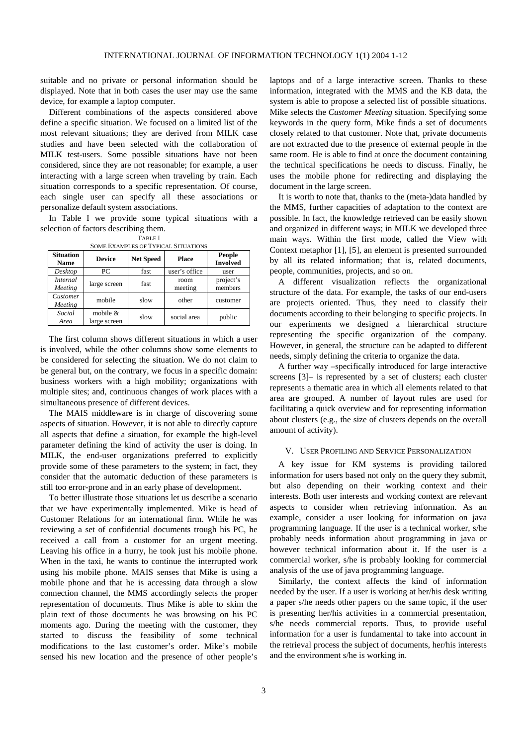suitable and no private or personal information should be displayed. Note that in both cases the user may use the same device, for example a laptop computer.

Different combinations of the aspects considered above define a specific situation. We focused on a limited list of the most relevant situations; they are derived from MILK case studies and have been selected with the collaboration of MILK test-users. Some possible situations have not been considered, since they are not reasonable; for example, a user interacting with a large screen when traveling by train. Each situation corresponds to a specific representation. Of course, each single user can specify all these associations or personalize default system associations.

In Table I we provide some typical situations with a selection of factors describing them.

TABLE I
SOME EXAMPLES OF TYPICAL SITUATIONS

| Situation Name | Device | Net Speed | Place | People Involved |
|---|---|---|---|---|
| *Desktop* | PC | fast | user's office | user |
| *Internal Meeting* | large screen | fast | room meeting | project's members |
| *Customer Meeting* | mobile | slow | other | customer |
| *Social Area* | mobile & large screen | slow | social area | public |

The first column shows different situations in which a user is involved, while the other columns show some elements to be considered for selecting the situation. We do not claim to be general but, on the contrary, we focus in a specific domain: business workers with a high mobility; organizations with multiple sites; and, continuous changes of work places with a simultaneous presence of different devices.

The MAIS middleware is in charge of discovering some aspects of situation. However, it is not able to directly capture all aspects that define a situation, for example the high-level parameter defining the kind of activity the user is doing. In MILK, the end-user organizations preferred to explicitly provide some of these parameters to the system; in fact, they consider that the automatic deduction of these parameters is still too error-prone and in an early phase of development.

To better illustrate those situations let us describe a scenario that we have experimentally implemented. Mike is head of Customer Relations for an international firm. While he was reviewing a set of confidential documents trough his PC, he received a call from a customer for an urgent meeting. Leaving his office in a hurry, he took just his mobile phone. When in the taxi, he wants to continue the interrupted work using his mobile phone. MAIS senses that Mike is using a mobile phone and that he is accessing data through a slow connection channel, the MMS accordingly selects the proper representation of documents. Thus Mike is able to skim the plain text of those documents he was browsing on his PC moments ago. During the meeting with the customer, they started to discuss the feasibility of some technical modifications to the last customer's order. Mike's mobile sensed his new location and the presence of other people's laptops and of a large interactive screen. Thanks to these information, integrated with the MMS and the KB data, the system is able to propose a selected list of possible situations. Mike selects the *Customer Meeting* situation. Specifying some keywords in the query form, Mike finds a set of documents closely related to that customer. Note that, private documents are not extracted due to the presence of external people in the same room. He is able to find at once the document containing the technical specifications he needs to discuss. Finally, he uses the mobile phone for redirecting and displaying the document in the large screen.

It is worth to note that, thanks to the (meta-)data handled by the MMS, further capacities of adaptation to the context are possible. In fact, the knowledge retrieved can be easily shown and organized in different ways; in MILK we developed three main ways. Within the first mode, called the View with Context metaphor [1], [5], an element is presented surrounded by all its related information; that is, related documents, people, communities, projects, and so on.

A different visualization reflects the organizational structure of the data. For example, the tasks of our end-users are projects oriented. Thus, they need to classify their documents according to their belonging to specific projects. In our experiments we designed a hierarchical structure representing the specific organization of the company. However, in general, the structure can be adapted to different needs, simply defining the criteria to organize the data.

A further way –specifically introduced for large interactive screens [3]– is represented by a set of clusters; each cluster represents a thematic area in which all elements related to that area are grouped. A number of layout rules are used for facilitating a quick overview and for representing information about clusters (e.g., the size of clusters depends on the overall amount of activity).

## V. USER PROFILING AND SERVICE PERSONALIZATION

A key issue for KM systems is providing tailored information for users based not only on the query they submit, but also depending on their working context and their interests. Both user interests and working context are relevant aspects to consider when retrieving information. As an example, consider a user looking for information on java programming language. If the user is a technical worker, s/he probably needs information about programming in java or however technical information about it. If the user is a commercial worker, s/he is probably looking for commercial analysis of the use of java programming language.

Similarly, the context affects the kind of information needed by the user. If a user is working at her/his desk writing a paper s/he needs other papers on the same topic, if the user is presenting her/his activities in a commercial presentation, s/he needs commercial reports. Thus, to provide useful information for a user is fundamental to take into account in the retrieval process the subject of documents, her/his interests and the environment s/he is working in.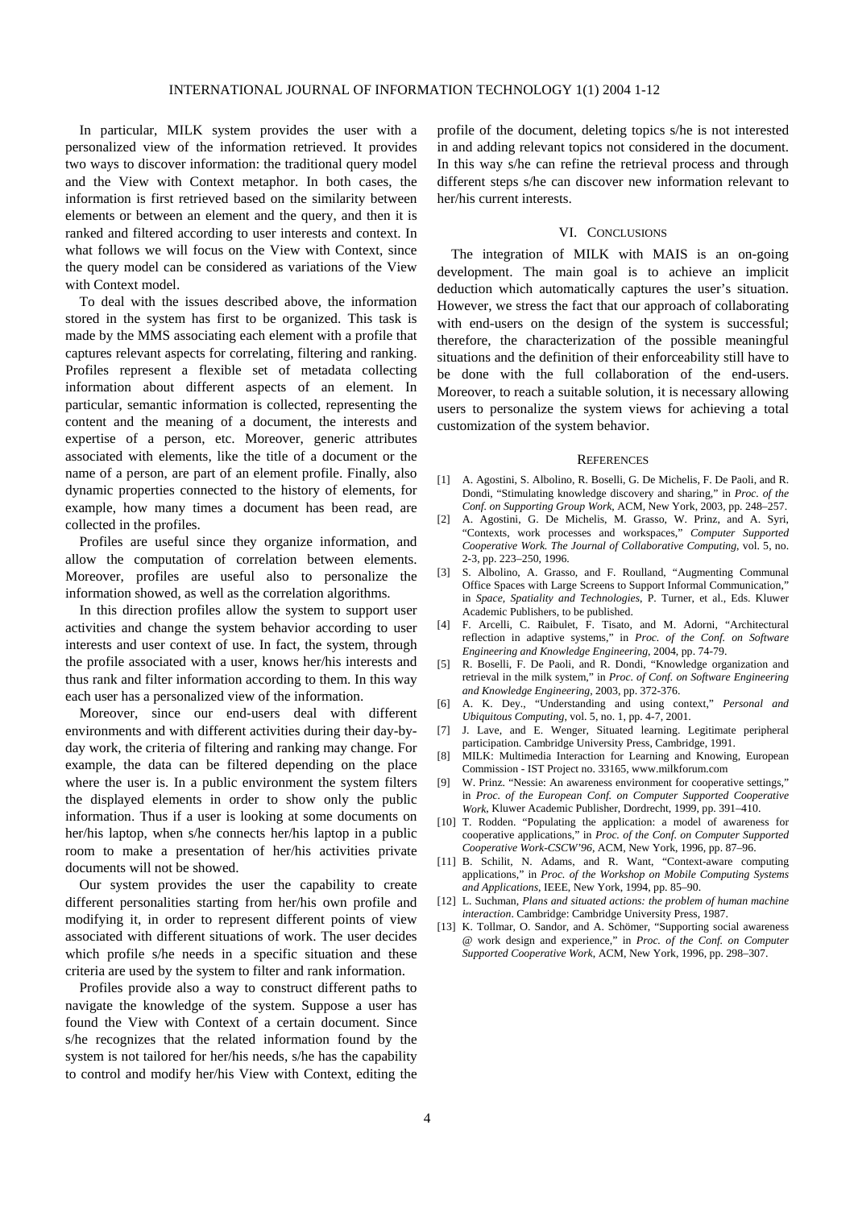In particular, MILK system provides the user with a personalized view of the information retrieved. It provides two ways to discover information: the traditional query model and the View with Context metaphor. In both cases, the information is first retrieved based on the similarity between elements or between an element and the query, and then it is ranked and filtered according to user interests and context. In what follows we will focus on the View with Context, since the query model can be considered as variations of the View with Context model.

To deal with the issues described above, the information stored in the system has first to be organized. This task is made by the MMS associating each element with a profile that captures relevant aspects for correlating, filtering and ranking. Profiles represent a flexible set of metadata collecting information about different aspects of an element. In particular, semantic information is collected, representing the content and the meaning of a document, the interests and expertise of a person, etc. Moreover, generic attributes associated with elements, like the title of a document or the name of a person, are part of an element profile. Finally, also dynamic properties connected to the history of elements, for example, how many times a document has been read, are collected in the profiles.

Profiles are useful since they organize information, and allow the computation of correlation between elements. Moreover, profiles are useful also to personalize the information showed, as well as the correlation algorithms.

In this direction profiles allow the system to support user activities and change the system behavior according to user interests and user context of use. In fact, the system, through the profile associated with a user, knows her/his interests and thus rank and filter information according to them. In this way each user has a personalized view of the information.

Moreover, since our end-users deal with different environments and with different activities during their day-by-day work, the criteria of filtering and ranking may change. For example, the data can be filtered depending on the place where the user is. In a public environment the system filters the displayed elements in order to show only the public information. Thus if a user is looking at some documents on her/his laptop, when s/he connects her/his laptop in a public room to make a presentation of her/his activities private documents will not be showed.

Our system provides the user the capability to create different personalities starting from her/his own profile and modifying it, in order to represent different points of view associated with different situations of work. The user decides which profile s/he needs in a specific situation and these criteria are used by the system to filter and rank information.

Profiles provide also a way to construct different paths to navigate the knowledge of the system. Suppose a user has found the View with Context of a certain document. Since s/he recognizes that the related information found by the system is not tailored for her/his needs, s/he has the capability to control and modify her/his View with Context, editing the profile of the document, deleting topics s/he is not interested in and adding relevant topics not considered in the document. In this way s/he can refine the retrieval process and through different steps s/he can discover new information relevant to her/his current interests.

## VI. Conclusions

The integration of MILK with MAIS is an on-going development. The main goal is to achieve an implicit deduction which automatically captures the user's situation. However, we stress the fact that our approach of collaborating with end-users on the design of the system is successful; therefore, the characterization of the possible meaningful situations and the definition of their enforceability still have to be done with the full collaboration of the end-users. Moreover, to reach a suitable solution, it is necessary allowing users to personalize the system views for achieving a total customization of the system behavior.

## References

[1] A. Agostini, S. Albolino, R. Boselli, G. De Michelis, F. De Paoli, and R. Dondi, "Stimulating knowledge discovery and sharing," in *Proc. of the Conf. on Supporting Group Work*, ACM, New York, 2003, pp. 248–257.

[2] A. Agostini, G. De Michelis, M. Grasso, W. Prinz, and A. Syri, "Contexts, work processes and workspaces," *Computer Supported Cooperative Work. The Journal of Collaborative Computing*, vol. 5, no. 2-3, pp. 223–250, 1996.

[3] S. Albolino, A. Grasso, and F. Roulland, "Augmenting Communal Office Spaces with Large Screens to Support Informal Communication," in *Space, Spatiality and Technologies*, P. Turner, et al., Eds. Kluwer Academic Publishers, to be published.

[4] F. Arcelli, C. Raibulet, F. Tisato, and M. Adorni, "Architectural reflection in adaptive systems," in *Proc. of the Conf. on Software Engineering and Knowledge Engineering*, 2004, pp. 74-79.

[5] R. Boselli, F. De Paoli, and R. Dondi, "Knowledge organization and retrieval in the milk system," in *Proc. of Conf. on Software Engineering and Knowledge Engineering*, 2003, pp. 372-376.

[6] A. K. Dey., "Understanding and using context," *Personal and Ubiquitous Computing*, vol. 5, no. 1, pp. 4-7, 2001.

[7] J. Lave, and E. Wenger, Situated learning. Legitimate peripheral participation. Cambridge University Press, Cambridge, 1991.

[8] MILK: Multimedia Interaction for Learning and Knowing, European Commission - IST Project no. 33165, www.milkforum.com

[9] W. Prinz. "Nessie: An awareness environment for cooperative settings," in *Proc. of the European Conf. on Computer Supported Cooperative Work*, Kluwer Academic Publisher, Dordrecht, 1999, pp. 391–410.

[10] T. Rodden. "Populating the application: a model of awareness for cooperative applications," in *Proc. of the Conf. on Computer Supported Cooperative Work-CSCW'96*, ACM, New York, 1996, pp. 87–96.

[11] B. Schilit, N. Adams, and R. Want, "Context-aware computing applications," in *Proc. of the Workshop on Mobile Computing Systems and Applications*, IEEE, New York, 1994, pp. 85–90.

[12] L. Suchman, *Plans and situated actions: the problem of human machine interaction*. Cambridge: Cambridge University Press, 1987.

[13] K. Tollmar, O. Sandor, and A. Schömer, "Supporting social awareness @ work design and experience," in *Proc. of the Conf. on Computer Supported Cooperative Work*, ACM, New York, 1996, pp. 298–307.